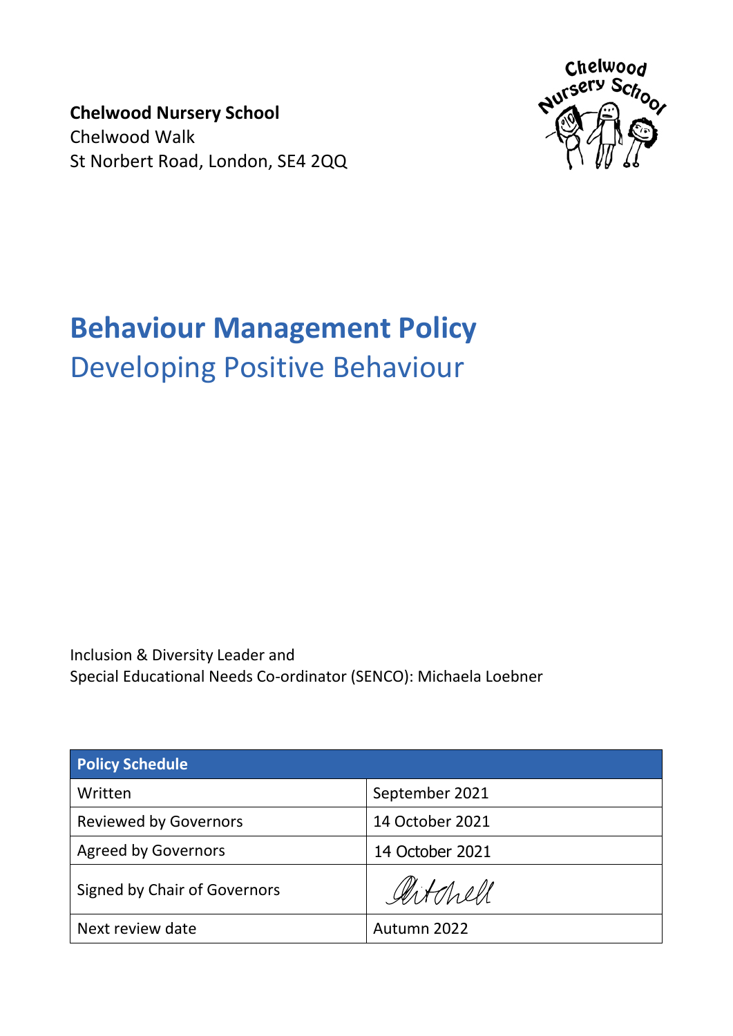**Chelwood Nursery School**
Chelwood Walk
St Norbert Road, London, SE4 2QQ

# Behaviour Management Policy

## Developing Positive Behaviour

Inclusion & Diversity Leader and
Special Educational Needs Co-ordinator (SENCO): Michaela Loebner

| Policy Schedule | |
|---|---|
| Written | September 2021 |
| Reviewed by Governors | 14 October 2021 |
| Agreed by Governors | 14 October 2021 |
| Signed by Chair of Governors | Mitchell |
| Next review date | Autumn 2022 |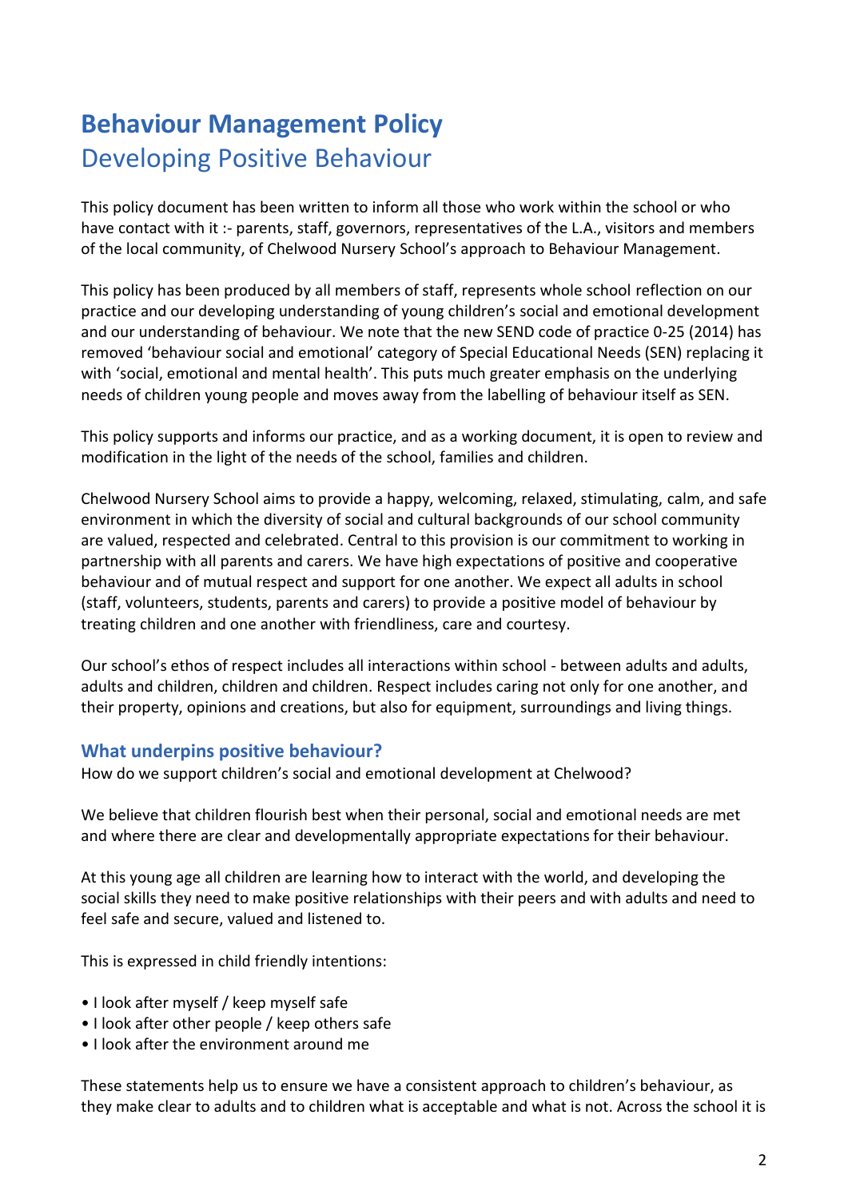# Behaviour Management Policy

## Developing Positive Behaviour

This policy document has been written to inform all those who work within the school or who have contact with it :- parents, staff, governors, representatives of the L.A., visitors and members of the local community, of Chelwood Nursery School's approach to Behaviour Management.

This policy has been produced by all members of staff, represents whole school reflection on our practice and our developing understanding of young children's social and emotional development and our understanding of behaviour. We note that the new SEND code of practice 0-25 (2014) has removed 'behaviour social and emotional' category of Special Educational Needs (SEN) replacing it with 'social, emotional and mental health'. This puts much greater emphasis on the underlying needs of children young people and moves away from the labelling of behaviour itself as SEN.

This policy supports and informs our practice, and as a working document, it is open to review and modification in the light of the needs of the school, families and children.

Chelwood Nursery School aims to provide a happy, welcoming, relaxed, stimulating, calm, and safe environment in which the diversity of social and cultural backgrounds of our school community are valued, respected and celebrated. Central to this provision is our commitment to working in partnership with all parents and carers. We have high expectations of positive and cooperative behaviour and of mutual respect and support for one another. We expect all adults in school (staff, volunteers, students, parents and carers) to provide a positive model of behaviour by treating children and one another with friendliness, care and courtesy.

Our school's ethos of respect includes all interactions within school - between adults and adults, adults and children, children and children. Respect includes caring not only for one another, and their property, opinions and creations, but also for equipment, surroundings and living things.

### What underpins positive behaviour?

How do we support children's social and emotional development at Chelwood?

We believe that children flourish best when their personal, social and emotional needs are met and where there are clear and developmentally appropriate expectations for their behaviour.

At this young age all children are learning how to interact with the world, and developing the social skills they need to make positive relationships with their peers and with adults and need to feel safe and secure, valued and listened to.

This is expressed in child friendly intentions:

- I look after myself / keep myself safe
- I look after other people / keep others safe
- I look after the environment around me

These statements help us to ensure we have a consistent approach to children's behaviour, as they make clear to adults and to children what is acceptable and what is not. Across the school it is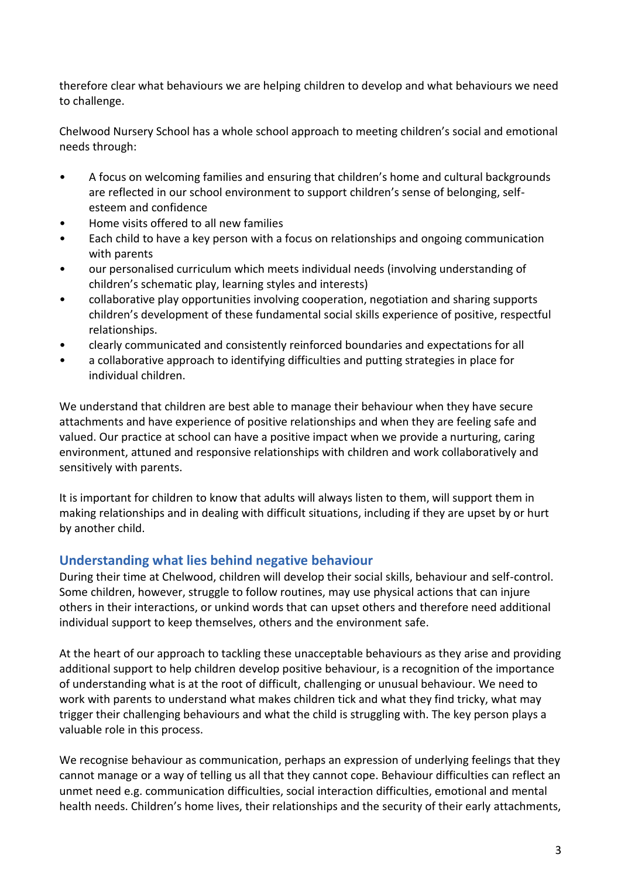therefore clear what behaviours we are helping children to develop and what behaviours we need to challenge.

Chelwood Nursery School has a whole school approach to meeting children's social and emotional needs through:

- A focus on welcoming families and ensuring that children's home and cultural backgrounds are reflected in our school environment to support children's sense of belonging, self-esteem and confidence
- Home visits offered to all new families
- Each child to have a key person with a focus on relationships and ongoing communication with parents
- our personalised curriculum which meets individual needs (involving understanding of children's schematic play, learning styles and interests)
- collaborative play opportunities involving cooperation, negotiation and sharing supports children's development of these fundamental social skills experience of positive, respectful relationships.
- clearly communicated and consistently reinforced boundaries and expectations for all
- a collaborative approach to identifying difficulties and putting strategies in place for individual children.

We understand that children are best able to manage their behaviour when they have secure attachments and have experience of positive relationships and when they are feeling safe and valued. Our practice at school can have a positive impact when we provide a nurturing, caring environment, attuned and responsive relationships with children and work collaboratively and sensitively with parents.

It is important for children to know that adults will always listen to them, will support them in making relationships and in dealing with difficult situations, including if they are upset by or hurt by another child.

## Understanding what lies behind negative behaviour

During their time at Chelwood, children will develop their social skills, behaviour and self-control. Some children, however, struggle to follow routines, may use physical actions that can injure others in their interactions, or unkind words that can upset others and therefore need additional individual support to keep themselves, others and the environment safe.

At the heart of our approach to tackling these unacceptable behaviours as they arise and providing additional support to help children develop positive behaviour, is a recognition of the importance of understanding what is at the root of difficult, challenging or unusual behaviour. We need to work with parents to understand what makes children tick and what they find tricky, what may trigger their challenging behaviours and what the child is struggling with. The key person plays a valuable role in this process.

We recognise behaviour as communication, perhaps an expression of underlying feelings that they cannot manage or a way of telling us all that they cannot cope. Behaviour difficulties can reflect an unmet need e.g. communication difficulties, social interaction difficulties, emotional and mental health needs. Children's home lives, their relationships and the security of their early attachments,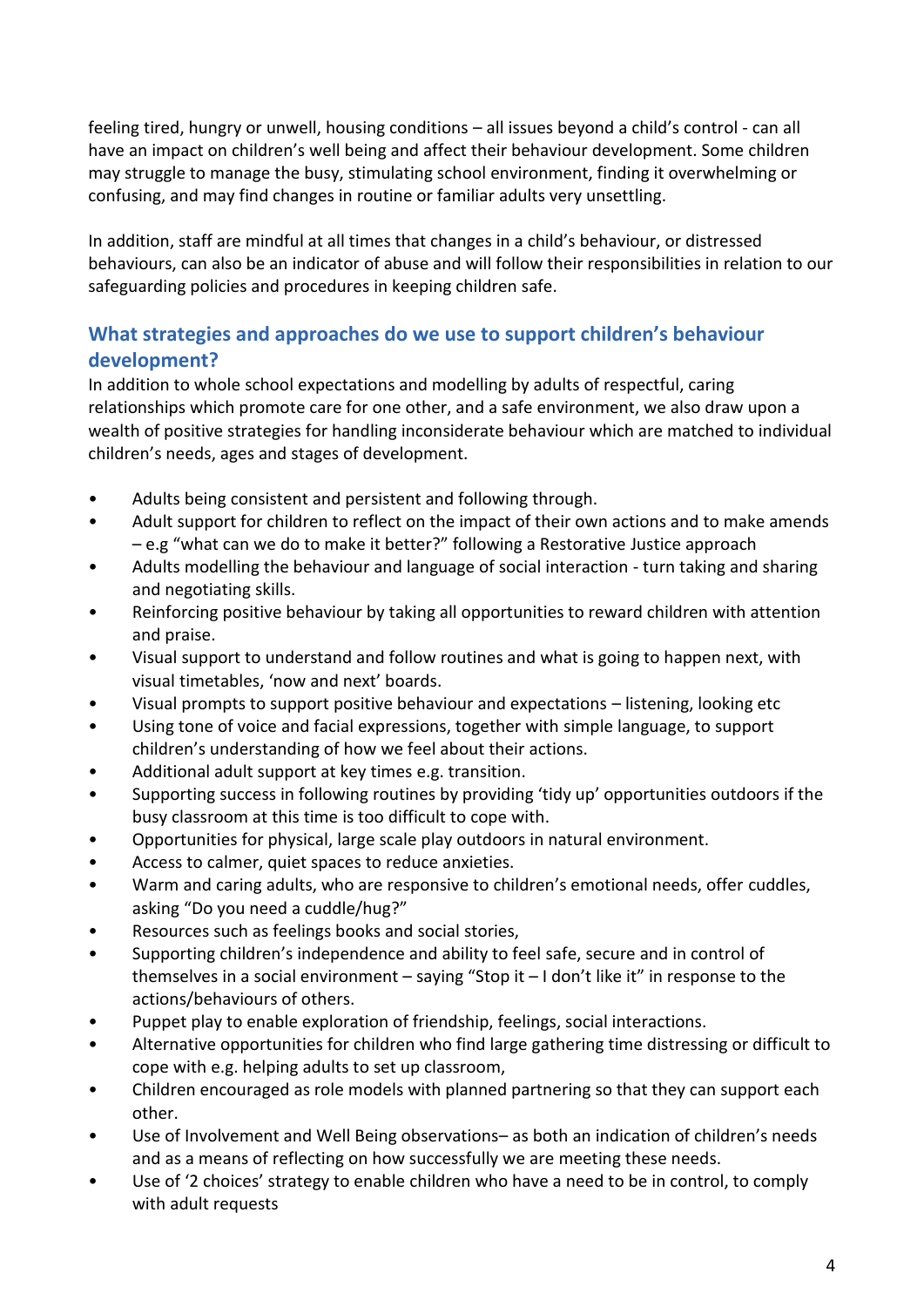feeling tired, hungry or unwell, housing conditions – all issues beyond a child's control - can all have an impact on children's well being and affect their behaviour development. Some children may struggle to manage the busy, stimulating school environment, finding it overwhelming or confusing, and may find changes in routine or familiar adults very unsettling.

In addition, staff are mindful at all times that changes in a child's behaviour, or distressed behaviours, can also be an indicator of abuse and will follow their responsibilities in relation to our safeguarding policies and procedures in keeping children safe.

## What strategies and approaches do we use to support children's behaviour development?

In addition to whole school expectations and modelling by adults of respectful, caring relationships which promote care for one other, and a safe environment, we also draw upon a wealth of positive strategies for handling inconsiderate behaviour which are matched to individual children's needs, ages and stages of development.

- Adults being consistent and persistent and following through.
- Adult support for children to reflect on the impact of their own actions and to make amends – e.g "what can we do to make it better?" following a Restorative Justice approach
- Adults modelling the behaviour and language of social interaction - turn taking and sharing and negotiating skills.
- Reinforcing positive behaviour by taking all opportunities to reward children with attention and praise.
- Visual support to understand and follow routines and what is going to happen next, with visual timetables, 'now and next' boards.
- Visual prompts to support positive behaviour and expectations – listening, looking etc
- Using tone of voice and facial expressions, together with simple language, to support children's understanding of how we feel about their actions.
- Additional adult support at key times e.g. transition.
- Supporting success in following routines by providing 'tidy up' opportunities outdoors if the busy classroom at this time is too difficult to cope with.
- Opportunities for physical, large scale play outdoors in natural environment.
- Access to calmer, quiet spaces to reduce anxieties.
- Warm and caring adults, who are responsive to children's emotional needs, offer cuddles, asking "Do you need a cuddle/hug?"
- Resources such as feelings books and social stories,
- Supporting children's independence and ability to feel safe, secure and in control of themselves in a social environment – saying "Stop it – I don't like it" in response to the actions/behaviours of others.
- Puppet play to enable exploration of friendship, feelings, social interactions.
- Alternative opportunities for children who find large gathering time distressing or difficult to cope with e.g. helping adults to set up classroom,
- Children encouraged as role models with planned partnering so that they can support each other.
- Use of Involvement and Well Being observations– as both an indication of children's needs and as a means of reflecting on how successfully we are meeting these needs.
- Use of '2 choices' strategy to enable children who have a need to be in control, to comply with adult requests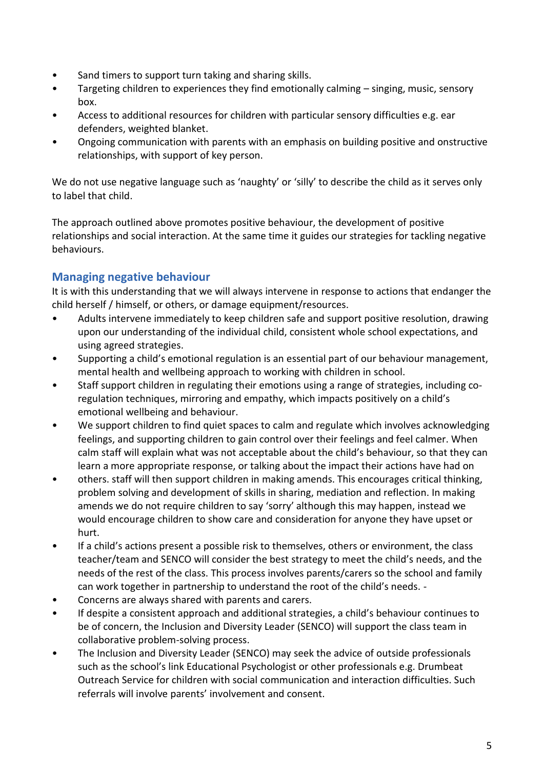- Sand timers to support turn taking and sharing skills.
- Targeting children to experiences they find emotionally calming – singing, music, sensory box.
- Access to additional resources for children with particular sensory difficulties e.g. ear defenders, weighted blanket.
- Ongoing communication with parents with an emphasis on building positive and onstructive relationships, with support of key person.

We do not use negative language such as 'naughty' or 'silly' to describe the child as it serves only to label that child.

The approach outlined above promotes positive behaviour, the development of positive relationships and social interaction. At the same time it guides our strategies for tackling negative behaviours.

## Managing negative behaviour

It is with this understanding that we will always intervene in response to actions that endanger the child herself / himself, or others, or damage equipment/resources.

- Adults intervene immediately to keep children safe and support positive resolution, drawing upon our understanding of the individual child, consistent whole school expectations, and using agreed strategies.
- Supporting a child's emotional regulation is an essential part of our behaviour management, mental health and wellbeing approach to working with children in school.
- Staff support children in regulating their emotions using a range of strategies, including co-regulation techniques, mirroring and empathy, which impacts positively on a child's emotional wellbeing and behaviour.
- We support children to find quiet spaces to calm and regulate which involves acknowledging feelings, and supporting children to gain control over their feelings and feel calmer. When calm staff will explain what was not acceptable about the child's behaviour, so that they can learn a more appropriate response, or talking about the impact their actions have had on
- others. staff will then support children in making amends. This encourages critical thinking, problem solving and development of skills in sharing, mediation and reflection. In making amends we do not require children to say 'sorry' although this may happen, instead we would encourage children to show care and consideration for anyone they have upset or hurt.
- If a child's actions present a possible risk to themselves, others or environment, the class teacher/team and SENCO will consider the best strategy to meet the child's needs, and the needs of the rest of the class. This process involves parents/carers so the school and family can work together in partnership to understand the root of the child's needs. -
- Concerns are always shared with parents and carers.
- If despite a consistent approach and additional strategies, a child's behaviour continues to be of concern, the Inclusion and Diversity Leader (SENCO) will support the class team in collaborative problem-solving process.
- The Inclusion and Diversity Leader (SENCO) may seek the advice of outside professionals such as the school's link Educational Psychologist or other professionals e.g. Drumbeat Outreach Service for children with social communication and interaction difficulties. Such referrals will involve parents' involvement and consent.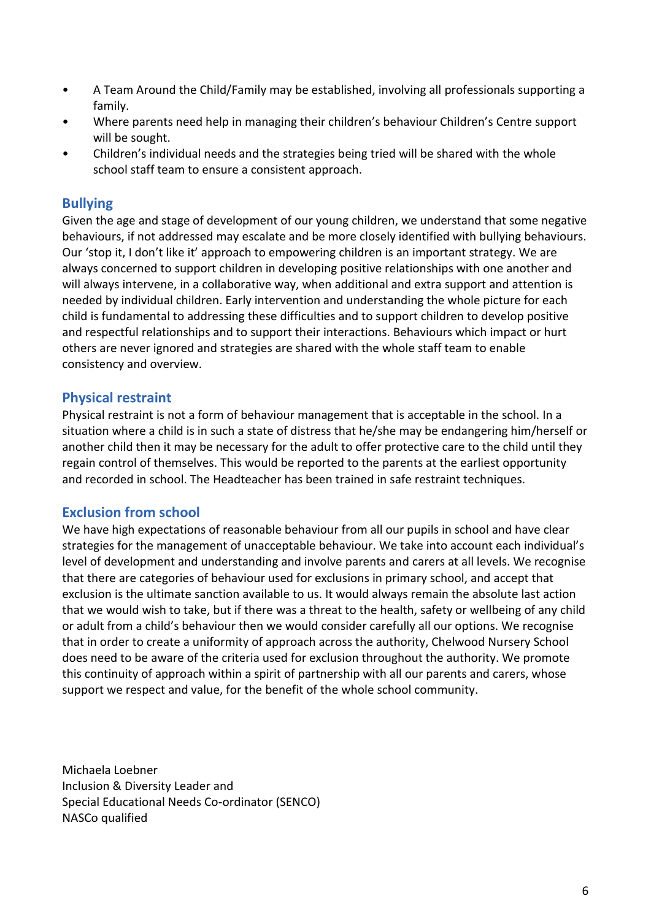- A Team Around the Child/Family may be established, involving all professionals supporting a family.
- Where parents need help in managing their children's behaviour Children's Centre support will be sought.
- Children's individual needs and the strategies being tried will be shared with the whole school staff team to ensure a consistent approach.

## Bullying

Given the age and stage of development of our young children, we understand that some negative behaviours, if not addressed may escalate and be more closely identified with bullying behaviours. Our 'stop it, I don't like it' approach to empowering children is an important strategy. We are always concerned to support children in developing positive relationships with one another and will always intervene, in a collaborative way, when additional and extra support and attention is needed by individual children. Early intervention and understanding the whole picture for each child is fundamental to addressing these difficulties and to support children to develop positive and respectful relationships and to support their interactions. Behaviours which impact or hurt others are never ignored and strategies are shared with the whole staff team to enable consistency and overview.

## Physical restraint

Physical restraint is not a form of behaviour management that is acceptable in the school. In a situation where a child is in such a state of distress that he/she may be endangering him/herself or another child then it may be necessary for the adult to offer protective care to the child until they regain control of themselves. This would be reported to the parents at the earliest opportunity and recorded in school. The Headteacher has been trained in safe restraint techniques.

## Exclusion from school

We have high expectations of reasonable behaviour from all our pupils in school and have clear strategies for the management of unacceptable behaviour. We take into account each individual's level of development and understanding and involve parents and carers at all levels. We recognise that there are categories of behaviour used for exclusions in primary school, and accept that exclusion is the ultimate sanction available to us. It would always remain the absolute last action that we would wish to take, but if there was a threat to the health, safety or wellbeing of any child or adult from a child's behaviour then we would consider carefully all our options. We recognise that in order to create a uniformity of approach across the authority, Chelwood Nursery School does need to be aware of the criteria used for exclusion throughout the authority. We promote this continuity of approach within a spirit of partnership with all our parents and carers, whose support we respect and value, for the benefit of the whole school community.

Michaela Loebner
Inclusion & Diversity Leader and
Special Educational Needs Co-ordinator (SENCO)
NASCo qualified